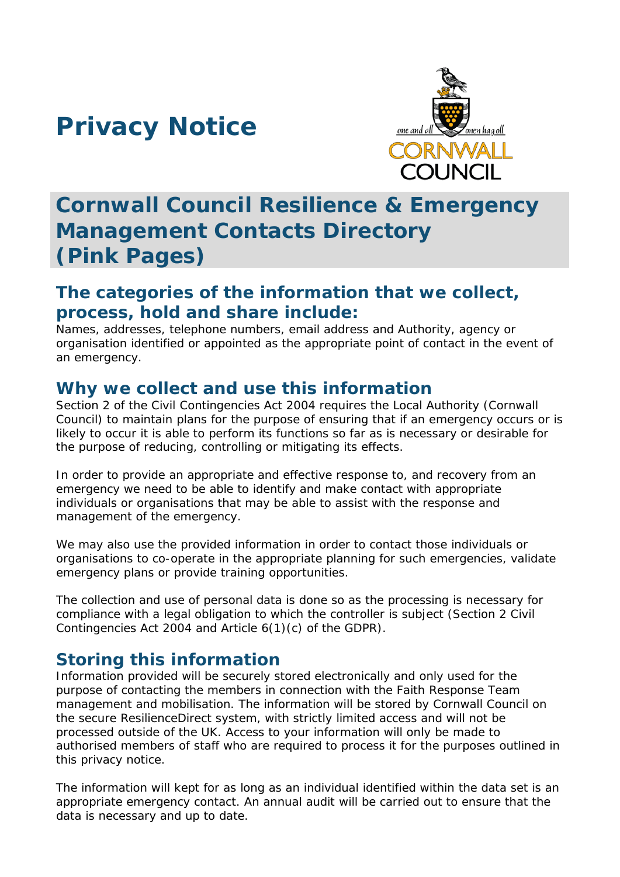# Privacy Notice

## Cornwall Council Resilience & Emergency Management Contacts Directory (Pink Pages)

### The categories of the information that we collect, process, hold and share include:

Names, addresses, telephone numbers, email address and Authority, agency or organisation identified or appointed as the appropriate point of contact in the event of an emergency.

### Why we collect and use this information

Section 2 of the Civil Contingencies Act 2004 requires the Local Authority (Cornwall Council) to maintain plans for the purpose of ensuring that if an emergency occurs or is likely to occur it is able to perform its functions so far as is necessary or desirable for the purpose of reducing, controlling or mitigating its effects.

In order to provide an appropriate and effective response to, and recovery from an emergency we need to be able to identify and make contact with appropriate individuals or organisations that may be able to assist with the response and management of the emergency.

We may also use the provided information in order to contact those individuals or organisations to co-operate in the appropriate planning for such emergencies, validate emergency plans or provide training opportunities.

The collection and use of personal data is done so as the processing is necessary for compliance with a legal obligation to which the controller is subject (Section 2 Civil Contingencies Act 2004 and Article 6(1)(c) of the GDPR).

### Storing this information

Information provided will be securely stored electronically and only used for the purpose of contacting the members in connection with the Faith Response Team management and mobilisation. The information will be stored by Cornwall Council on the secure ResilienceDirect system, with strictly limited access and will not be processed outside of the UK. Access to your information will only be made to authorised members of staff who are required to process it for the purposes outlined in this privacy notice.

The information will kept for as long as an individual identified within the data set is an appropriate emergency contact. An annual audit will be carried out to ensure that the data is necessary and up to date.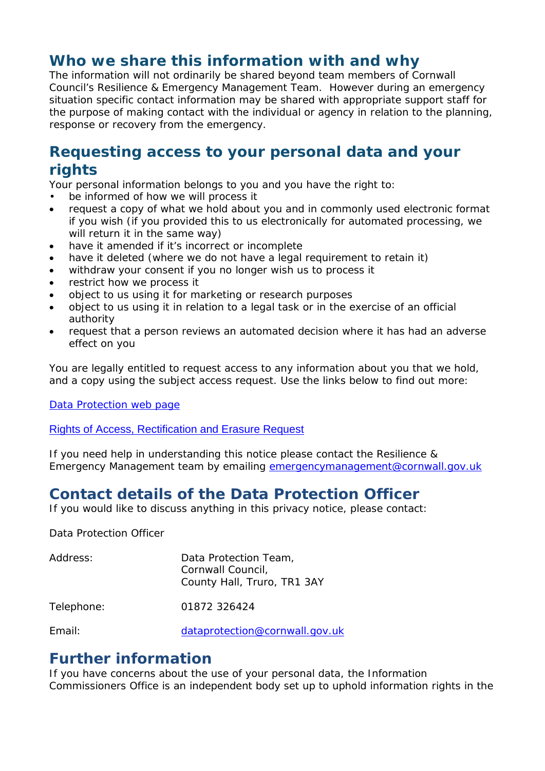## Who we share this information with and why

The information will not ordinarily be shared beyond team members of Cornwall Council's Resilience & Emergency Management Team. However during an emergency situation specific contact information may be shared with appropriate support staff for the purpose of making contact with the individual or agency in relation to the planning, response or recovery from the emergency.

## Requesting access to your personal data and your rights

Your personal information belongs to you and you have the right to:

- be informed of how we will process it
- request a copy of what we hold about you and in commonly used electronic format if you wish (if you provided this to us electronically for automated processing, we will return it in the same way)
- have it amended if it's incorrect or incomplete
- have it deleted (where we do not have a legal requirement to retain it)
- withdraw your consent if you no longer wish us to process it
- restrict how we process it
- object to us using it for marketing or research purposes
- object to us using it in relation to a legal task or in the exercise of an official authority
- request that a person reviews an automated decision where it has had an adverse effect on you

You are legally entitled to request access to any information about you that we hold, and a copy using the subject access request. Use the links below to find out more:

Data Protection web page

Rights of Access, Rectification and Erasure Request

If you need help in understanding this notice please contact the Resilience & Emergency Management team by emailing emergencymanagement@cornwall.gov.uk

## Contact details of the Data Protection Officer

If you would like to discuss anything in this privacy notice, please contact:

Data Protection Officer

| | |
|---|---|
| Address: | Data Protection Team,<br>Cornwall Council,<br>County Hall, Truro, TR1 3AY |
| Telephone: | 01872 326424 |
| Email: | dataprotection@cornwall.gov.uk |

## Further information

If you have concerns about the use of your personal data, the Information Commissioners Office is an independent body set up to uphold information rights in the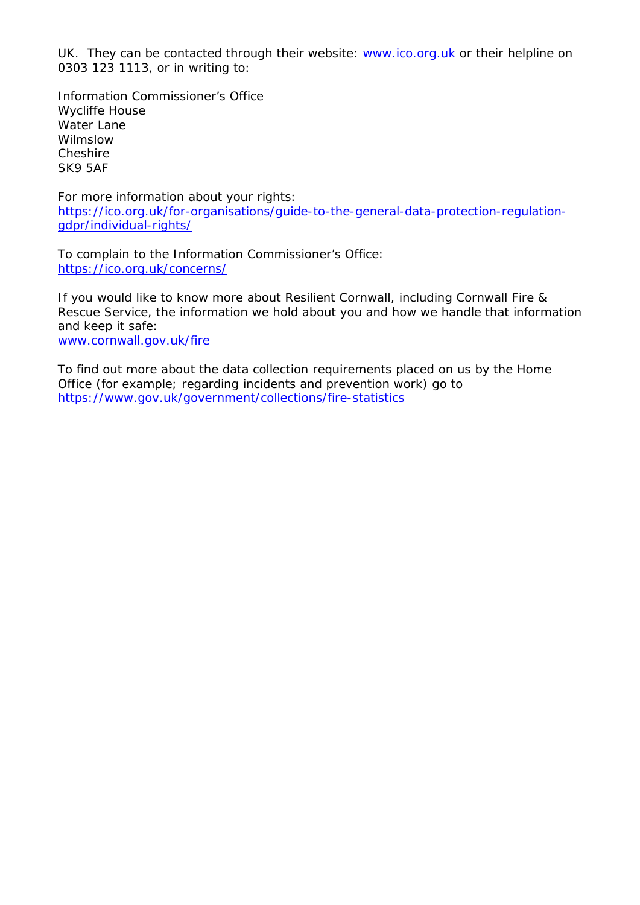UK. They can be contacted through their website: [www.ico.org.uk](http://www.ico.org.uk) or their helpline on 0303 123 1113, or in writing to:

Information Commissioner's Office
Wycliffe House
Water Lane
Wilmslow
Cheshire
SK9 5AF

For more information about your rights:
[https://ico.org.uk/for-organisations/guide-to-the-general-data-protection-regulation-gdpr/individual-rights/](https://ico.org.uk/for-organisations/guide-to-the-general-data-protection-regulation-gdpr/individual-rights/)

To complain to the Information Commissioner's Office:
[https://ico.org.uk/concerns/](https://ico.org.uk/concerns/)

If you would like to know more about Resilient Cornwall, including Cornwall Fire & Rescue Service, the information we hold about you and how we handle that information and keep it safe:
[www.cornwall.gov.uk/fire](http://www.cornwall.gov.uk/fire)

To find out more about the data collection requirements placed on us by the Home Office (for example; regarding incidents and prevention work) go to
[https://www.gov.uk/government/collections/fire-statistics](https://www.gov.uk/government/collections/fire-statistics)